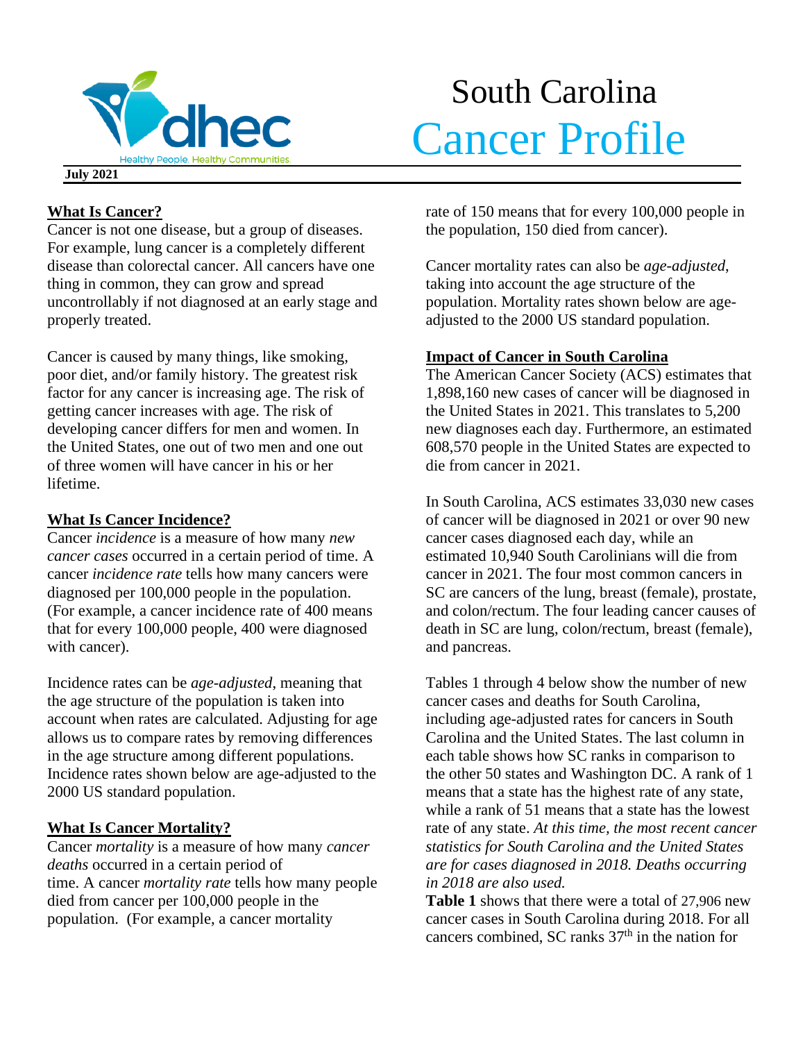# South Carolina Cancer Profile

**July 2021**

## What Is Cancer?

Cancer is not one disease, but a group of diseases. For example, lung cancer is a completely different disease than colorectal cancer. All cancers have one thing in common, they can grow and spread uncontrollably if not diagnosed at an early stage and properly treated.

Cancer is caused by many things, like smoking, poor diet, and/or family history. The greatest risk factor for any cancer is increasing age. The risk of getting cancer increases with age. The risk of developing cancer differs for men and women. In the United States, one out of two men and one out of three women will have cancer in his or her lifetime.

## What Is Cancer Incidence?

Cancer *incidence* is a measure of how many *new cancer cases* occurred in a certain period of time. A cancer *incidence rate* tells how many cancers were diagnosed per 100,000 people in the population. (For example, a cancer incidence rate of 400 means that for every 100,000 people, 400 were diagnosed with cancer).

Incidence rates can be *age-adjusted*, meaning that the age structure of the population is taken into account when rates are calculated. Adjusting for age allows us to compare rates by removing differences in the age structure among different populations. Incidence rates shown below are age-adjusted to the 2000 US standard population.

## What Is Cancer Mortality?

Cancer *mortality* is a measure of how many *cancer deaths* occurred in a certain period of time. A cancer *mortality rate* tells how many people died from cancer per 100,000 people in the population. (For example, a cancer mortality rate of 150 means that for every 100,000 people in the population, 150 died from cancer).

Cancer mortality rates can also be *age-adjusted*, taking into account the age structure of the population. Mortality rates shown below are age-adjusted to the 2000 US standard population.

## Impact of Cancer in South Carolina

The American Cancer Society (ACS) estimates that 1,898,160 new cases of cancer will be diagnosed in the United States in 2021. This translates to 5,200 new diagnoses each day. Furthermore, an estimated 608,570 people in the United States are expected to die from cancer in 2021.

In South Carolina, ACS estimates 33,030 new cases of cancer will be diagnosed in 2021 or over 90 new cancer cases diagnosed each day, while an estimated 10,940 South Carolinians will die from cancer in 2021. The four most common cancers in SC are cancers of the lung, breast (female), prostate, and colon/rectum. The four leading cancer causes of death in SC are lung, colon/rectum, breast (female), and pancreas.

Tables 1 through 4 below show the number of new cancer cases and deaths for South Carolina, including age-adjusted rates for cancers in South Carolina and the United States. The last column in each table shows how SC ranks in comparison to the other 50 states and Washington DC. A rank of 1 means that a state has the highest rate of any state, while a rank of 51 means that a state has the lowest rate of any state. *At this time, the most recent cancer statistics for South Carolina and the United States are for cases diagnosed in 2018. Deaths occurring in 2018 are also used.*

**Table 1** shows that there were a total of 27,906 new cancer cases in South Carolina during 2018. For all cancers combined, SC ranks 37th in the nation for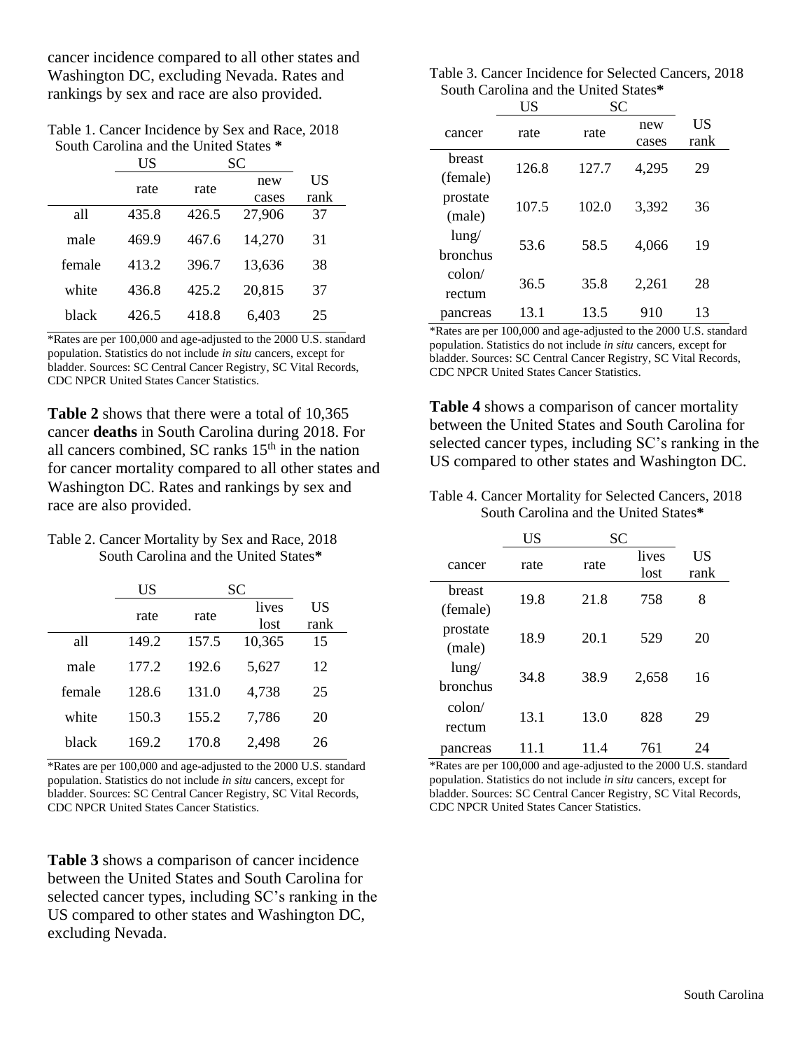cancer incidence compared to all other states and Washington DC, excluding Nevada. Rates and rankings by sex and race are also provided.

Table 1. Cancer Incidence by Sex and Race, 2018 South Carolina and the United States *

| | US | SC | | |
|---|---|---|---|---|
| | rate | rate | new cases | US rank |
| all | 435.8 | 426.5 | 27,906 | 37 |
| male | 469.9 | 467.6 | 14,270 | 31 |
| female | 413.2 | 396.7 | 13,636 | 38 |
| white | 436.8 | 425.2 | 20,815 | 37 |
| black | 426.5 | 418.8 | 6,403 | 25 |

*Rates are per 100,000 and age-adjusted to the 2000 U.S. standard population. Statistics do not include *in situ* cancers, except for bladder. Sources: SC Central Cancer Registry, SC Vital Records, CDC NPCR United States Cancer Statistics.

**Table 2** shows that there were a total of 10,365 cancer **deaths** in South Carolina during 2018. For all cancers combined, SC ranks 15th in the nation for cancer mortality compared to all other states and Washington DC. Rates and rankings by sex and race are also provided.

Table 2. Cancer Mortality by Sex and Race, 2018 South Carolina and the United States*

| | US | SC | | |
|---|---|---|---|---|
| | rate | rate | lives lost | US rank |
| all | 149.2 | 157.5 | 10,365 | 15 |
| male | 177.2 | 192.6 | 5,627 | 12 |
| female | 128.6 | 131.0 | 4,738 | 25 |
| white | 150.3 | 155.2 | 7,786 | 20 |
| black | 169.2 | 170.8 | 2,498 | 26 |

*Rates are per 100,000 and age-adjusted to the 2000 U.S. standard population. Statistics do not include *in situ* cancers, except for bladder. Sources: SC Central Cancer Registry, SC Vital Records, CDC NPCR United States Cancer Statistics.

**Table 3** shows a comparison of cancer incidence between the United States and South Carolina for selected cancer types, including SC's ranking in the US compared to other states and Washington DC, excluding Nevada.

Table 3. Cancer Incidence for Selected Cancers, 2018 South Carolina and the United States*

| | US | SC | | |
|---|---|---|---|---|
| cancer | rate | rate | new cases | US rank |
| breast (female) | 126.8 | 127.7 | 4,295 | 29 |
| prostate (male) | 107.5 | 102.0 | 3,392 | 36 |
| lung/ bronchus | 53.6 | 58.5 | 4,066 | 19 |
| colon/ rectum | 36.5 | 35.8 | 2,261 | 28 |
| pancreas | 13.1 | 13.5 | 910 | 13 |

*Rates are per 100,000 and age-adjusted to the 2000 U.S. standard population. Statistics do not include *in situ* cancers, except for bladder. Sources: SC Central Cancer Registry, SC Vital Records, CDC NPCR United States Cancer Statistics.

**Table 4** shows a comparison of cancer mortality between the United States and South Carolina for selected cancer types, including SC's ranking in the US compared to other states and Washington DC.

Table 4. Cancer Mortality for Selected Cancers, 2018 South Carolina and the United States*

| | US | SC | | |
|---|---|---|---|---|
| cancer | rate | rate | lives lost | US rank |
| breast (female) | 19.8 | 21.8 | 758 | 8 |
| prostate (male) | 18.9 | 20.1 | 529 | 20 |
| lung/ bronchus | 34.8 | 38.9 | 2,658 | 16 |
| colon/ rectum | 13.1 | 13.0 | 828 | 29 |
| pancreas | 11.1 | 11.4 | 761 | 24 |

*Rates are per 100,000 and age-adjusted to the 2000 U.S. standard population. Statistics do not include *in situ* cancers, except for bladder. Sources: SC Central Cancer Registry, SC Vital Records, CDC NPCR United States Cancer Statistics.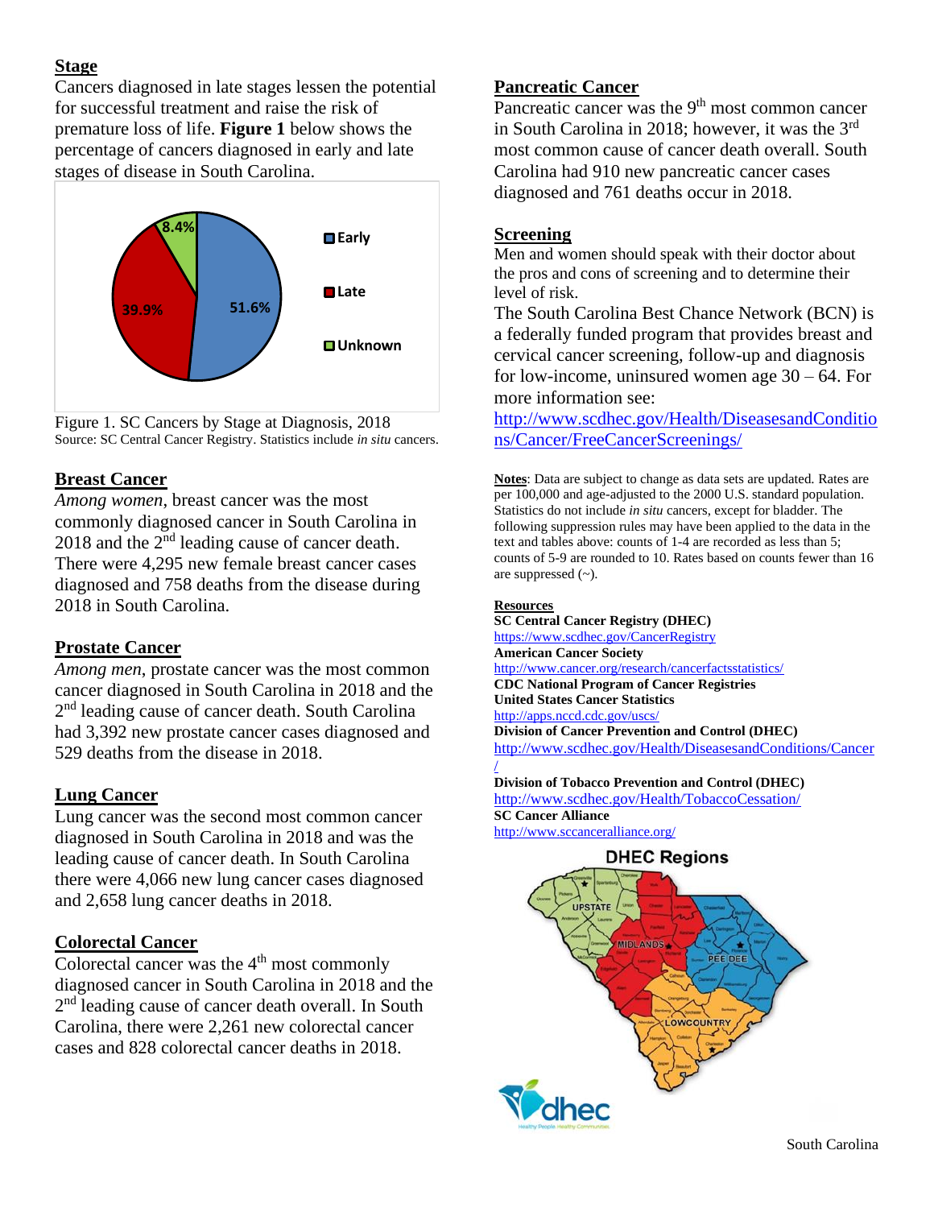## Stage

Cancers diagnosed in late stages lessen the potential for successful treatment and raise the risk of premature loss of life. **Figure 1** below shows the percentage of cancers diagnosed in early and late stages of disease in South Carolina.

8.4%
39.9%
51.6%
Early
Late
Unknown

Figure 1. SC Cancers by Stage at Diagnosis, 2018
Source: SC Central Cancer Registry. Statistics include *in situ* cancers.

## Breast Cancer

*Among women*, breast cancer was the most commonly diagnosed cancer in South Carolina in 2018 and the 2nd leading cause of cancer death. There were 4,295 new female breast cancer cases diagnosed and 758 deaths from the disease during 2018 in South Carolina.

## Prostate Cancer

*Among men*, prostate cancer was the most common cancer diagnosed in South Carolina in 2018 and the 2nd leading cause of cancer death. South Carolina had 3,392 new prostate cancer cases diagnosed and 529 deaths from the disease in 2018.

## Lung Cancer

Lung cancer was the second most common cancer diagnosed in South Carolina in 2018 and was the leading cause of cancer death. In South Carolina there were 4,066 new lung cancer cases diagnosed and 2,658 lung cancer deaths in 2018.

## Colorectal Cancer

Colorectal cancer was the 4th most commonly diagnosed cancer in South Carolina in 2018 and the 2nd leading cause of cancer death overall. In South Carolina, there were 2,261 new colorectal cancer cases and 828 colorectal cancer deaths in 2018.

## Pancreatic Cancer

Pancreatic cancer was the 9th most common cancer in South Carolina in 2018; however, it was the 3rd most common cause of cancer death overall. South Carolina had 910 new pancreatic cancer cases diagnosed and 761 deaths occur in 2018.

## Screening

Men and women should speak with their doctor about the pros and cons of screening and to determine their level of risk.

The South Carolina Best Chance Network (BCN) is a federally funded program that provides breast and cervical cancer screening, follow-up and diagnosis for low-income, uninsured women age 30 – 64. For more information see: http://www.scdhec.gov/Health/DiseasesandConditions/Cancer/FreeCancerScreenings/

**Notes**: Data are subject to change as data sets are updated. Rates are per 100,000 and age-adjusted to the 2000 U.S. standard population. Statistics do not include *in situ* cancers, except for bladder. The following suppression rules may have been applied to the data in the text and tables above: counts of 1-4 are recorded as less than 5; counts of 5-9 are rounded to 10. Rates based on counts fewer than 16 are suppressed (~).

**Resources**

**SC Central Cancer Registry (DHEC)**
https://www.scdhec.gov/CancerRegistry

**American Cancer Society**
http://www.cancer.org/research/cancerfactsstatistics/

**CDC National Program of Cancer Registries United States Cancer Statistics**
http://apps.nccd.cdc.gov/uscs/

**Division of Cancer Prevention and Control (DHEC)**
http://www.scdhec.gov/Health/DiseasesandConditions/Cancer/

**Division of Tobacco Prevention and Control (DHEC)**
http://www.scdhec.gov/Health/TobaccoCessation/

**SC Cancer Alliance**
http://www.sccanceralliance.org/

DHEC Regions

UPSTATE
MIDLANDS
PEE DEE
LOWCOUNTRY

dhec
Healthy People. Healthy Communities.

South Carolina